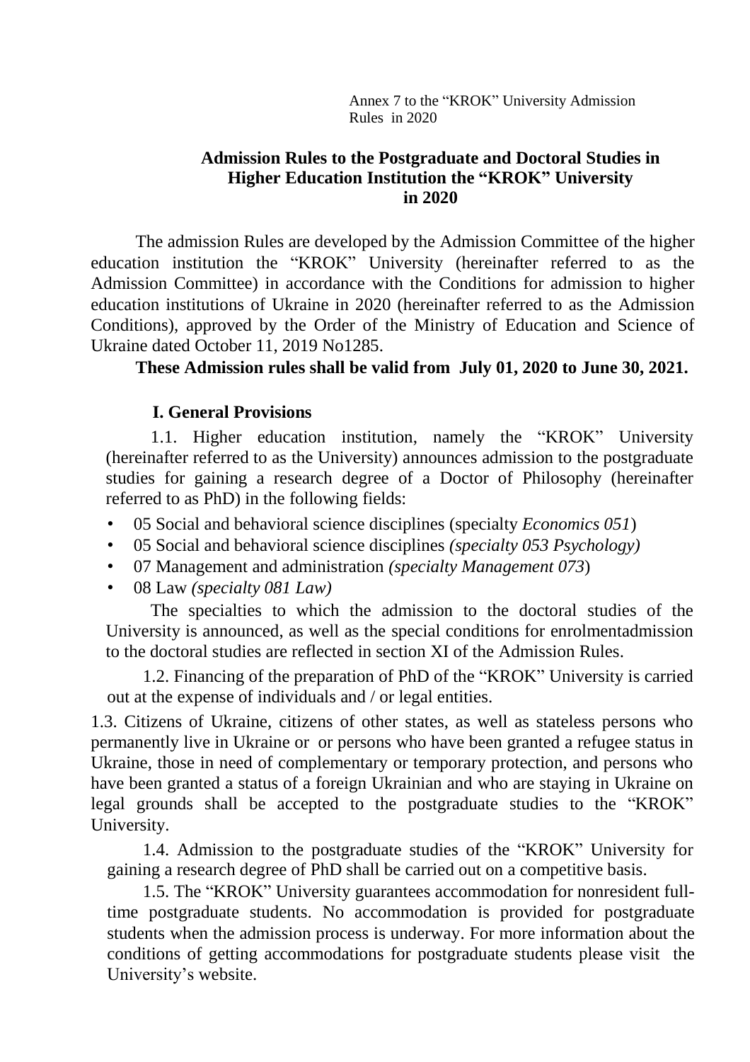Annex 7 to the "KROK" University Admission Rules in 2020

# Admission Rules to the Postgraduate and Doctoral Studies in Higher Education Institution the "KROK" University in 2020

The admission Rules are developed by the Admission Committee of the higher education institution the "KROK" University (hereinafter referred to as the Admission Committee) in accordance with the Conditions for admission to higher education institutions of Ukraine in 2020 (hereinafter referred to as the Admission Conditions), approved by the Order of the Ministry of Education and Science of Ukraine dated October 11, 2019 No1285.

**These Admission rules shall be valid from July 01, 2020 to June 30, 2021.**

## I. General Provisions

1.1. Higher education institution, namely the "KROK" University (hereinafter referred to as the University) announces admission to the postgraduate studies for gaining a research degree of a Doctor of Philosophy (hereinafter referred to as PhD) in the following fields:

- 05 Social and behavioral science disciplines (specialty *Economics 051*)
- 05 Social and behavioral science disciplines *(specialty 053 Psychology)*
- 07 Management and administration *(specialty Management 073*)
- 08 Law *(specialty 081 Law)*

The specialties to which the admission to the doctoral studies of the University is announced, as well as the special conditions for enrolmentadmission to the doctoral studies are reflected in section XI of the Admission Rules.

1.2. Financing of the preparation of PhD of the "KROK" University is carried out at the expense of individuals and / or legal entities.

1.3. Citizens of Ukraine, citizens of other states, as well as stateless persons who permanently live in Ukraine or or persons who have been granted a refugee status in Ukraine, those in need of complementary or temporary protection, and persons who have been granted a status of a foreign Ukrainian and who are staying in Ukraine on legal grounds shall be accepted to the postgraduate studies to the "KROK" University.

1.4. Admission to the postgraduate studies of the "KROK" University for gaining a research degree of PhD shall be carried out on a competitive basis.

1.5. The "KROK" University guarantees accommodation for nonresident full-time postgraduate students. No accommodation is provided for postgraduate students when the admission process is underway. For more information about the conditions of getting accommodations for postgraduate students please visit the University's website.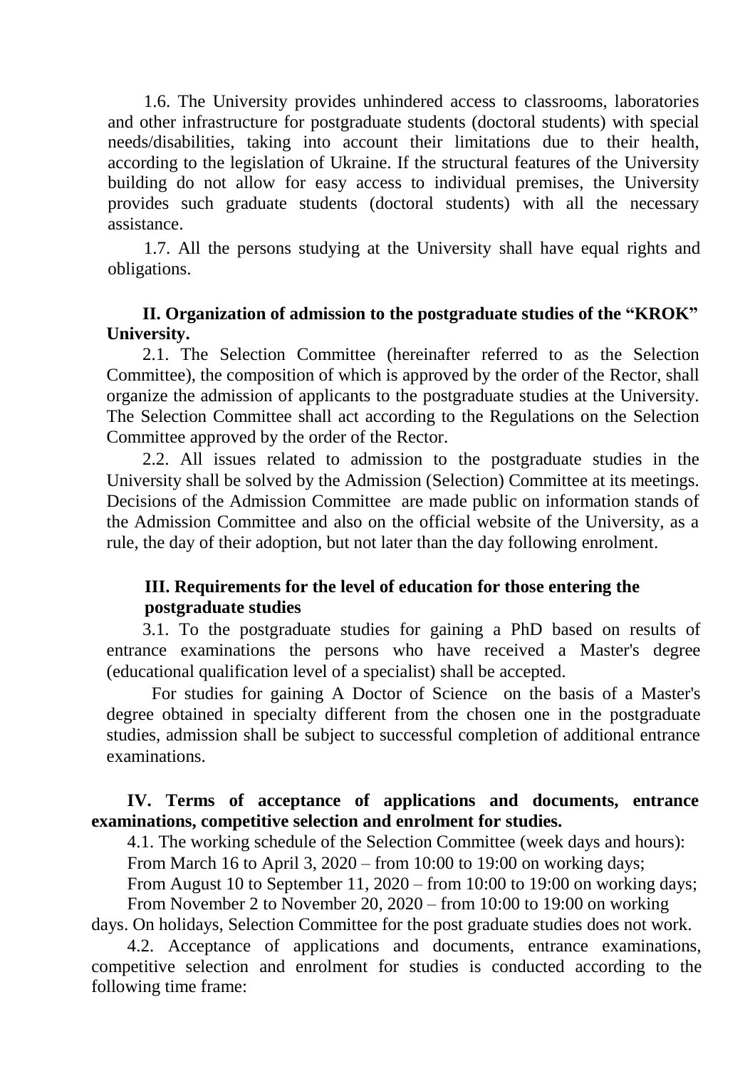1.6. The University provides unhindered access to classrooms, laboratories and other infrastructure for postgraduate students (doctoral students) with special needs/disabilities, taking into account their limitations due to their health, according to the legislation of Ukraine. If the structural features of the University building do not allow for easy access to individual premises, the University provides such graduate students (doctoral students) with all the necessary assistance.

1.7. All the persons studying at the University shall have equal rights and obligations.

## II. Organization of admission to the postgraduate studies of the "KROK" University.

2.1. The Selection Committee (hereinafter referred to as the Selection Committee), the composition of which is approved by the order of the Rector, shall organize the admission of applicants to the postgraduate studies at the University. The Selection Committee shall act according to the Regulations on the Selection Committee approved by the order of the Rector.

2.2. All issues related to admission to the postgraduate studies in the University shall be solved by the Admission (Selection) Committee at its meetings. Decisions of the Admission Committee are made public on information stands of the Admission Committee and also on the official website of the University, as a rule, the day of their adoption, but not later than the day following enrolment.

## III. Requirements for the level of education for those entering the postgraduate studies

3.1. To the postgraduate studies for gaining a PhD based on results of entrance examinations the persons who have received a Master's degree (educational qualification level of a specialist) shall be accepted.

For studies for gaining A Doctor of Science on the basis of a Master's degree obtained in specialty different from the chosen one in the postgraduate studies, admission shall be subject to successful completion of additional entrance examinations.

## IV. Terms of acceptance of applications and documents, entrance examinations, competitive selection and enrolment for studies.

4.1. The working schedule of the Selection Committee (week days and hours):

From March 16 to April 3, 2020 – from 10:00 to 19:00 on working days;

From August 10 to September 11, 2020 – from 10:00 to 19:00 on working days;

From November 2 to November 20, 2020 – from 10:00 to 19:00 on working days. On holidays, Selection Committee for the post graduate studies does not work.

4.2. Acceptance of applications and documents, entrance examinations, competitive selection and enrolment for studies is conducted according to the following time frame: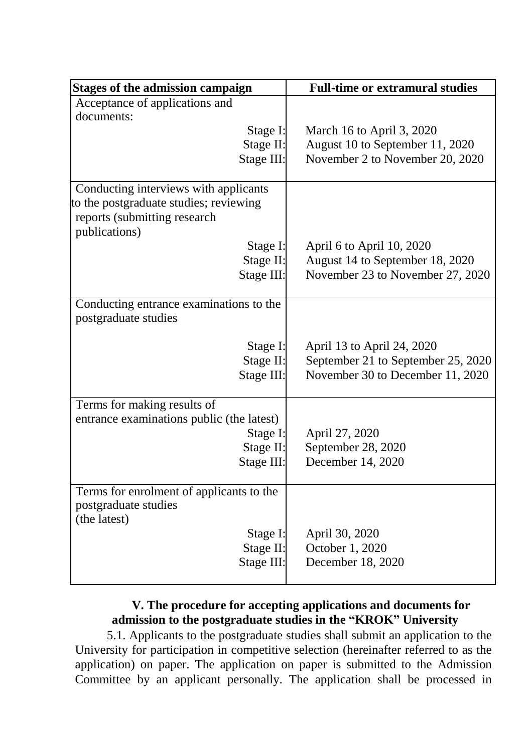| Stages of the admission campaign | Full-time or extramural studies |
|---|---|
| Acceptance of applications and documents: | |
| Stage I: | March 16 to April 3, 2020 |
| Stage II: | August 10 to September 11, 2020 |
| Stage III: | November 2 to November 20, 2020 |
| Conducting interviews with applicants to the postgraduate studies; reviewing reports (submitting research publications) | |
| Stage I: | April 6 to April 10, 2020 |
| Stage II: | August 14 to September 18, 2020 |
| Stage III: | November 23 to November 27, 2020 |
| Conducting entrance examinations to the postgraduate studies | |
| Stage I: | April 13 to April 24, 2020 |
| Stage II: | September 21 to September 25, 2020 |
| Stage III: | November 30 to December 11, 2020 |
| Terms for making results of entrance examinations public (the latest) | |
| Stage I: | April 27, 2020 |
| Stage II: | September 28, 2020 |
| Stage III: | December 14, 2020 |
| Terms for enrolment of applicants to the postgraduate studies (the latest) | |
| Stage I: | April 30, 2020 |
| Stage II: | October 1, 2020 |
| Stage III: | December 18, 2020 |

## V. The procedure for accepting applications and documents for admission to the postgraduate studies in the "KROK" University

5.1. Applicants to the postgraduate studies shall submit an application to the University for participation in competitive selection (hereinafter referred to as the application) on paper. The application on paper is submitted to the Admission Committee by an applicant personally. The application shall be processed in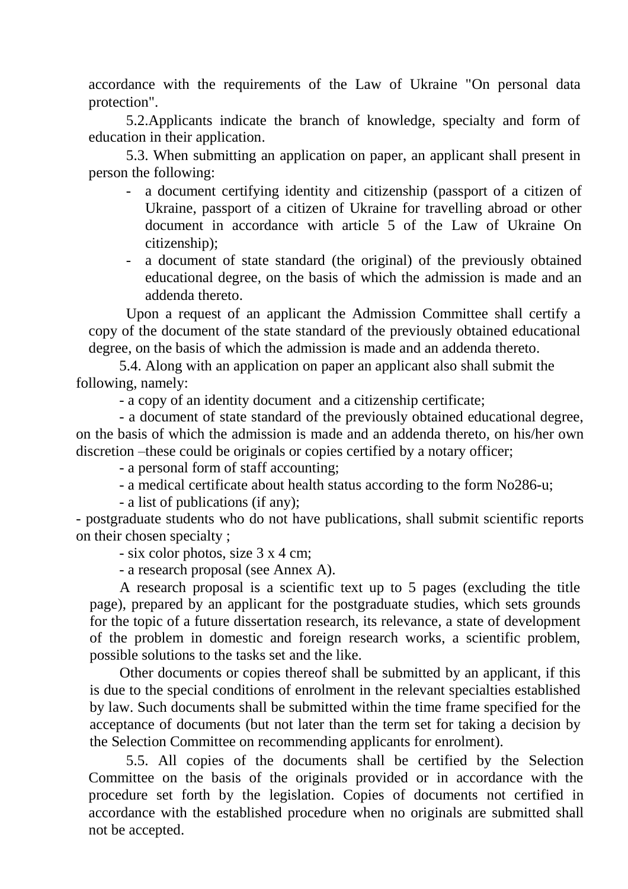accordance with the requirements of the Law of Ukraine "On personal data protection".

5.2.Applicants indicate the branch of knowledge, specialty and form of education in their application.

5.3. When submitting an application on paper, an applicant shall present in person the following:

- a document certifying identity and citizenship (passport of a citizen of Ukraine, passport of a citizen of Ukraine for travelling abroad or other document in accordance with article 5 of the Law of Ukraine On citizenship);
- a document of state standard (the original) of the previously obtained educational degree, on the basis of which the admission is made and an addenda thereto.

Upon a request of an applicant the Admission Committee shall certify a copy of the document of the state standard of the previously obtained educational degree, on the basis of which the admission is made and an addenda thereto.

5.4. Along with an application on paper an applicant also shall submit the following, namely:

- a copy of an identity document and a citizenship certificate;
- a document of state standard of the previously obtained educational degree, on the basis of which the admission is made and an addenda thereto, on his/her own discretion –these could be originals or copies certified by a notary officer;
- a personal form of staff accounting;
- a medical certificate about health status according to the form No286-u;
- a list of publications (if any);
- postgraduate students who do not have publications, shall submit scientific reports on their chosen specialty ;
- six color photos, size 3 x 4 cm;
- a research proposal (see Annex A).

A research proposal is a scientific text up to 5 pages (excluding the title page), prepared by an applicant for the postgraduate studies, which sets grounds for the topic of a future dissertation research, its relevance, a state of development of the problem in domestic and foreign research works, a scientific problem, possible solutions to the tasks set and the like.

Other documents or copies thereof shall be submitted by an applicant, if this is due to the special conditions of enrolment in the relevant specialties established by law. Such documents shall be submitted within the time frame specified for the acceptance of documents (but not later than the term set for taking a decision by the Selection Committee on recommending applicants for enrolment).

5.5. All copies of the documents shall be certified by the Selection Committee on the basis of the originals provided or in accordance with the procedure set forth by the legislation. Copies of documents not certified in accordance with the established procedure when no originals are submitted shall not be accepted.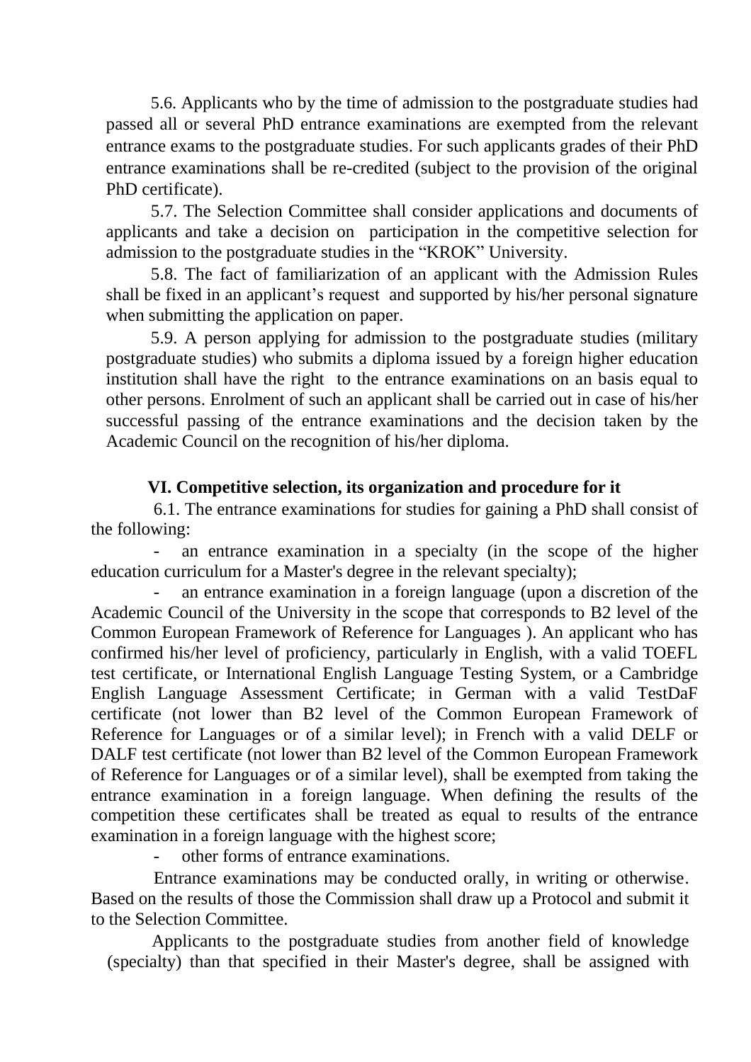5.6. Applicants who by the time of admission to the postgraduate studies had passed all or several PhD entrance examinations are exempted from the relevant entrance exams to the postgraduate studies. For such applicants grades of their PhD entrance examinations shall be re-credited (subject to the provision of the original PhD certificate).

5.7. The Selection Committee shall consider applications and documents of applicants and take a decision on participation in the competitive selection for admission to the postgraduate studies in the "KROK" University.

5.8. The fact of familiarization of an applicant with the Admission Rules shall be fixed in an applicant's request and supported by his/her personal signature when submitting the application on paper.

5.9. A person applying for admission to the postgraduate studies (military postgraduate studies) who submits a diploma issued by a foreign higher education institution shall have the right to the entrance examinations on an basis equal to other persons. Enrolment of such an applicant shall be carried out in case of his/her successful passing of the entrance examinations and the decision taken by the Academic Council on the recognition of his/her diploma.

## VI. Competitive selection, its organization and procedure for it

6.1. The entrance examinations for studies for gaining a PhD shall consist of the following:

- an entrance examination in a specialty (in the scope of the higher education curriculum for a Master's degree in the relevant specialty);
- an entrance examination in a foreign language (upon a discretion of the Academic Council of the University in the scope that corresponds to B2 level of the Common European Framework of Reference for Languages ). An applicant who has confirmed his/her level of proficiency, particularly in English, with a valid TOEFL test certificate, or International English Language Testing System, or a Cambridge English Language Assessment Certificate; in German with a valid TestDaF certificate (not lower than B2 level of the Common European Framework of Reference for Languages or of a similar level); in French with a valid DELF or DALF test certificate (not lower than B2 level of the Common European Framework of Reference for Languages or of a similar level), shall be exempted from taking the entrance examination in a foreign language. When defining the results of the competition these certificates shall be treated as equal to results of the entrance examination in a foreign language with the highest score;
- other forms of entrance examinations.

Entrance examinations may be conducted orally, in writing or otherwise. Based on the results of those the Commission shall draw up a Protocol and submit it to the Selection Committee.

Applicants to the postgraduate studies from another field of knowledge (specialty) than that specified in their Master's degree, shall be assigned with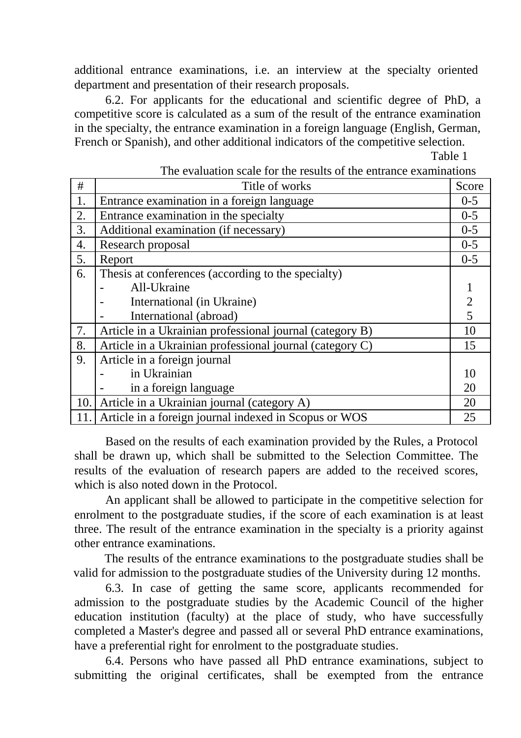additional entrance examinations, i.e. an interview at the specialty oriented department and presentation of their research proposals.

6.2. For applicants for the educational and scientific degree of PhD, a competitive score is calculated as a sum of the result of the entrance examination in the specialty, the entrance examination in a foreign language (English, German, French or Spanish), and other additional indicators of the competitive selection.

Table 1

The evaluation scale for the results of the entrance examinations

| # | Title of works | Score |
|---|---|---|
| 1. | Entrance examination in a foreign language | 0-5 |
| 2. | Entrance examination in the specialty | 0-5 |
| 3. | Additional examination (if necessary) | 0-5 |
| 4. | Research proposal | 0-5 |
| 5. | Report | 0-5 |
| 6. | Thesis at conferences (according to the specialty)<br>- All-Ukraine<br>- International (in Ukraine)<br>- International (abroad) | <br>1<br>2<br>5 |
| 7. | Article in a Ukrainian professional journal (category B) | 10 |
| 8. | Article in a Ukrainian professional journal (category C) | 15 |
| 9. | Article in a foreign journal<br>- in Ukrainian<br>- in a foreign language | <br>10<br>20 |
| 10. | Article in a Ukrainian journal (category A) | 20 |
| 11. | Article in a foreign journal indexed in Scopus or WOS | 25 |

Based on the results of each examination provided by the Rules, a Protocol shall be drawn up, which shall be submitted to the Selection Committee. The results of the evaluation of research papers are added to the received scores, which is also noted down in the Protocol.

An applicant shall be allowed to participate in the competitive selection for enrolment to the postgraduate studies, if the score of each examination is at least three. The result of the entrance examination in the specialty is a priority against other entrance examinations.

The results of the entrance examinations to the postgraduate studies shall be valid for admission to the postgraduate studies of the University during 12 months.

6.3. In case of getting the same score, applicants recommended for admission to the postgraduate studies by the Academic Council of the higher education institution (faculty) at the place of study, who have successfully completed a Master's degree and passed all or several PhD entrance examinations, have a preferential right for enrolment to the postgraduate studies.

6.4. Persons who have passed all PhD entrance examinations, subject to submitting the original certificates, shall be exempted from the entrance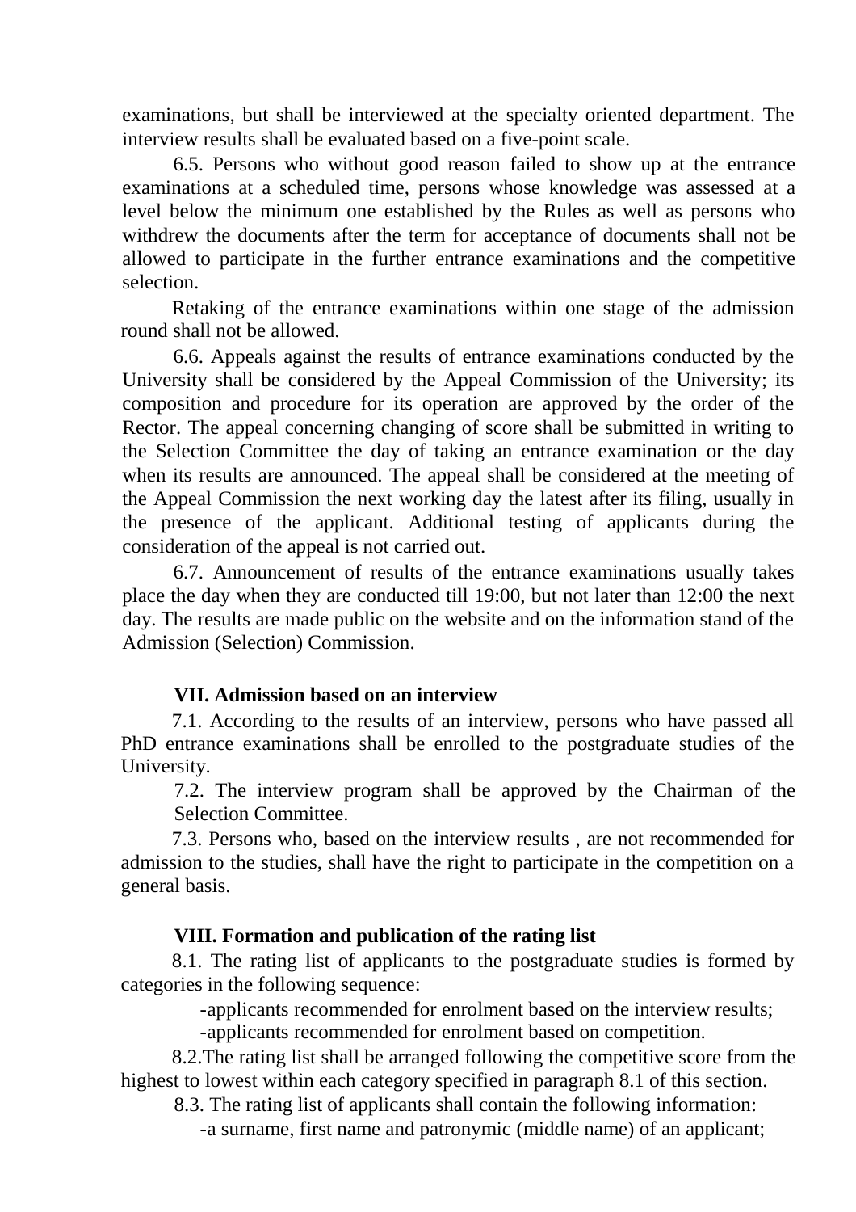examinations, but shall be interviewed at the specialty oriented department. The interview results shall be evaluated based on a five-point scale.

6.5. Persons who without good reason failed to show up at the entrance examinations at a scheduled time, persons whose knowledge was assessed at a level below the minimum one established by the Rules as well as persons who withdrew the documents after the term for acceptance of documents shall not be allowed to participate in the further entrance examinations and the competitive selection.

Retaking of the entrance examinations within one stage of the admission round shall not be allowed.

6.6. Appeals against the results of entrance examinations conducted by the University shall be considered by the Appeal Commission of the University; its composition and procedure for its operation are approved by the order of the Rector. The appeal concerning changing of score shall be submitted in writing to the Selection Committee the day of taking an entrance examination or the day when its results are announced. The appeal shall be considered at the meeting of the Appeal Commission the next working day the latest after its filing, usually in the presence of the applicant. Additional testing of applicants during the consideration of the appeal is not carried out.

6.7. Announcement of results of the entrance examinations usually takes place the day when they are conducted till 19:00, but not later than 12:00 the next day. The results are made public on the website and on the information stand of the Admission (Selection) Commission.

## VII. Admission based on an interview

7.1. According to the results of an interview, persons who have passed all PhD entrance examinations shall be enrolled to the postgraduate studies of the University.

7.2. The interview program shall be approved by the Chairman of the Selection Committee.

7.3. Persons who, based on the interview results , are not recommended for admission to the studies, shall have the right to participate in the competition on a general basis.

## VIII. Formation and publication of the rating list

8.1. The rating list of applicants to the postgraduate studies is formed by categories in the following sequence:

-applicants recommended for enrolment based on the interview results;

-applicants recommended for enrolment based on competition.

8.2.The rating list shall be arranged following the competitive score from the highest to lowest within each category specified in paragraph 8.1 of this section.

8.3. The rating list of applicants shall contain the following information:

-a surname, first name and patronymic (middle name) of an applicant;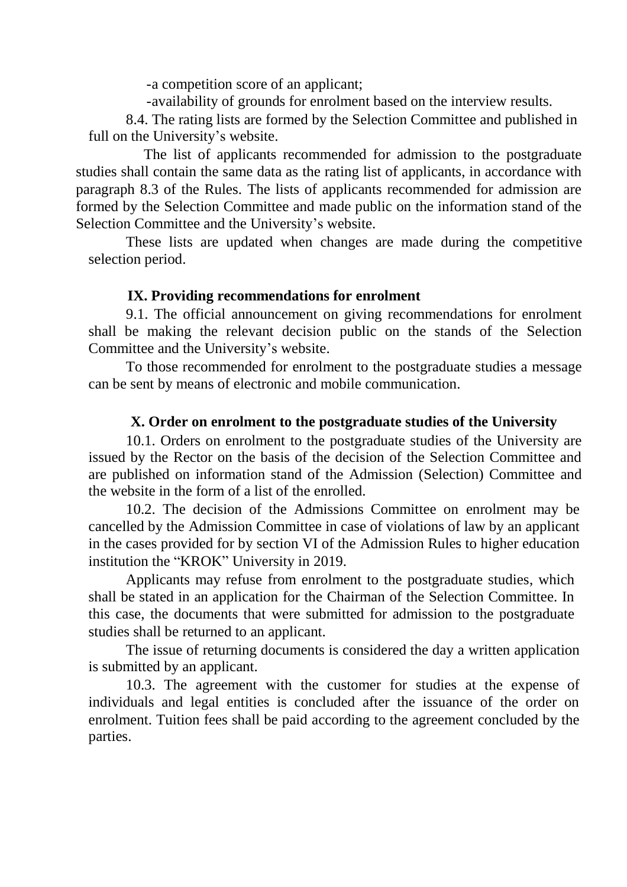-a competition score of an applicant;

-availability of grounds for enrolment based on the interview results.

8.4. The rating lists are formed by the Selection Committee and published in full on the University's website.

The list of applicants recommended for admission to the postgraduate studies shall contain the same data as the rating list of applicants, in accordance with paragraph 8.3 of the Rules. The lists of applicants recommended for admission are formed by the Selection Committee and made public on the information stand of the Selection Committee and the University's website.

These lists are updated when changes are made during the competitive selection period.

## IX. Providing recommendations for enrolment

9.1. The official announcement on giving recommendations for enrolment shall be making the relevant decision public on the stands of the Selection Committee and the University's website.

To those recommended for enrolment to the postgraduate studies a message can be sent by means of electronic and mobile communication.

## X. Order on enrolment to the postgraduate studies of the University

10.1. Orders on enrolment to the postgraduate studies of the University are issued by the Rector on the basis of the decision of the Selection Committee and are published on information stand of the Admission (Selection) Committee and the website in the form of a list of the enrolled.

10.2. The decision of the Admissions Committee on enrolment may be cancelled by the Admission Committee in case of violations of law by an applicant in the cases provided for by section VI of the Admission Rules to higher education institution the "KROK" University in 2019.

Applicants may refuse from enrolment to the postgraduate studies, which shall be stated in an application for the Chairman of the Selection Committee. In this case, the documents that were submitted for admission to the postgraduate studies shall be returned to an applicant.

The issue of returning documents is considered the day a written application is submitted by an applicant.

10.3. The agreement with the customer for studies at the expense of individuals and legal entities is concluded after the issuance of the order on enrolment. Tuition fees shall be paid according to the agreement concluded by the parties.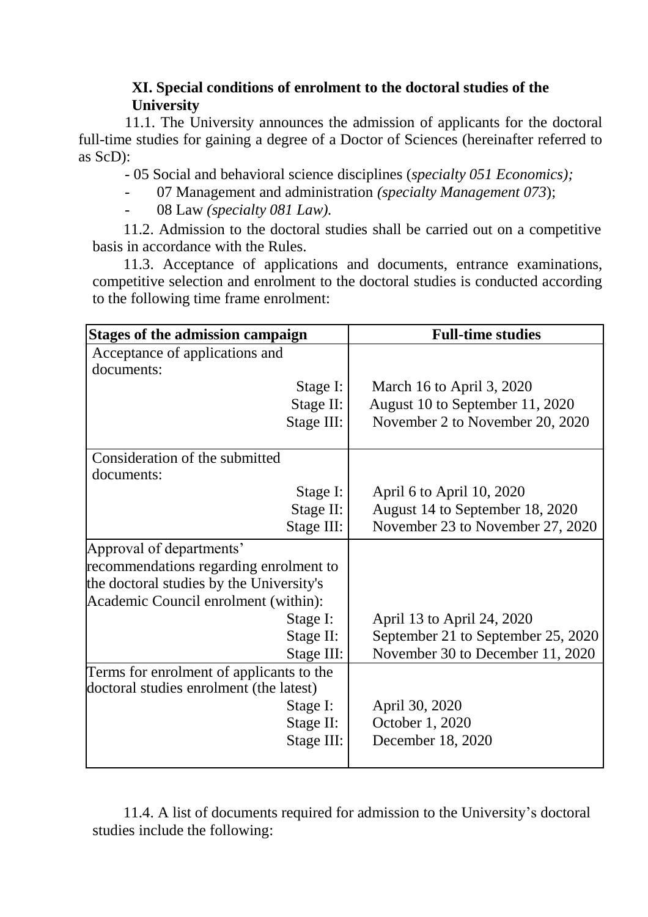## XI. Special conditions of enrolment to the doctoral studies of the University

11.1. The University announces the admission of applicants for the doctoral full-time studies for gaining a degree of a Doctor of Sciences (hereinafter referred to as ScD):

- 05 Social and behavioral science disciplines (*specialty 051 Economics);*
- 07 Management and administration *(specialty Management 073*);
- 08 Law *(specialty 081 Law).*

11.2. Admission to the doctoral studies shall be carried out on a competitive basis in accordance with the Rules.

11.3. Acceptance of applications and documents, entrance examinations, competitive selection and enrolment to the doctoral studies is conducted according to the following time frame enrolment:

| **Stages of the admission campaign** | **Full-time studies** |
| --- | --- |
| Acceptance of applications and documents: | |
| Stage I: | March 16 to April 3, 2020 |
| Stage II: | August 10 to September 11, 2020 |
| Stage III: | November 2 to November 20, 2020 |
| Consideration of the submitted documents: | |
| Stage I: | April 6 to April 10, 2020 |
| Stage II: | August 14 to September 18, 2020 |
| Stage III: | November 23 to November 27, 2020 |
| Approval of departments' recommendations regarding enrolment to the doctoral studies by the University's Academic Council enrolment (within): | |
| Stage I: | April 13 to April 24, 2020 |
| Stage II: | September 21 to September 25, 2020 |
| Stage III: | November 30 to December 11, 2020 |
| Terms for enrolment of applicants to the doctoral studies enrolment (the latest) | |
| Stage I: | April 30, 2020 |
| Stage II: | October 1, 2020 |
| Stage III: | December 18, 2020 |

11.4. A list of documents required for admission to the University's doctoral studies include the following: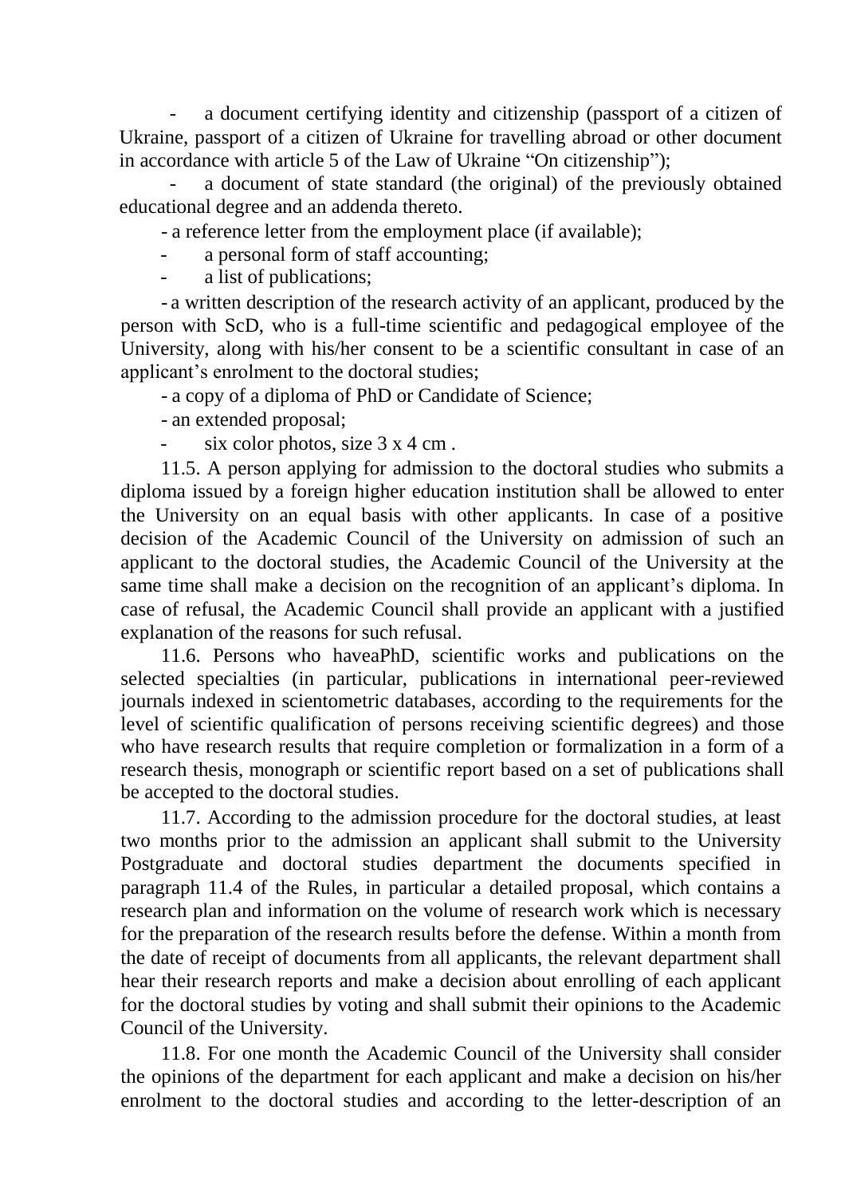- a document certifying identity and citizenship (passport of a citizen of Ukraine, passport of a citizen of Ukraine for travelling abroad or other document in accordance with article 5 of the Law of Ukraine "On citizenship");
- a document of state standard (the original) of the previously obtained educational degree and an addenda thereto.
- a reference letter from the employment place (if available);
- a personal form of staff accounting;
- a list of publications;
- a written description of the research activity of an applicant, produced by the person with ScD, who is a full-time scientific and pedagogical employee of the University, along with his/her consent to be a scientific consultant in case of an applicant's enrolment to the doctoral studies;
- a copy of a diploma of PhD or Candidate of Science;
- an extended proposal;
- six color photos, size 3 x 4 cm .

11.5. A person applying for admission to the doctoral studies who submits a diploma issued by a foreign higher education institution shall be allowed to enter the University on an equal basis with other applicants. In case of a positive decision of the Academic Council of the University on admission of such an applicant to the doctoral studies, the Academic Council of the University at the same time shall make a decision on the recognition of an applicant's diploma. In case of refusal, the Academic Council shall provide an applicant with a justified explanation of the reasons for such refusal.

11.6. Persons who haveaPhD, scientific works and publications on the selected specialties (in particular, publications in international peer-reviewed journals indexed in scientometric databases, according to the requirements for the level of scientific qualification of persons receiving scientific degrees) and those who have research results that require completion or formalization in a form of a research thesis, monograph or scientific report based on a set of publications shall be accepted to the doctoral studies.

11.7. According to the admission procedure for the doctoral studies, at least two months prior to the admission an applicant shall submit to the University Postgraduate and doctoral studies department the documents specified in paragraph 11.4 of the Rules, in particular a detailed proposal, which contains a research plan and information on the volume of research work which is necessary for the preparation of the research results before the defense. Within a month from the date of receipt of documents from all applicants, the relevant department shall hear their research reports and make a decision about enrolling of each applicant for the doctoral studies by voting and shall submit their opinions to the Academic Council of the University.

11.8. For one month the Academic Council of the University shall consider the opinions of the department for each applicant and make a decision on his/her enrolment to the doctoral studies and according to the letter-description of an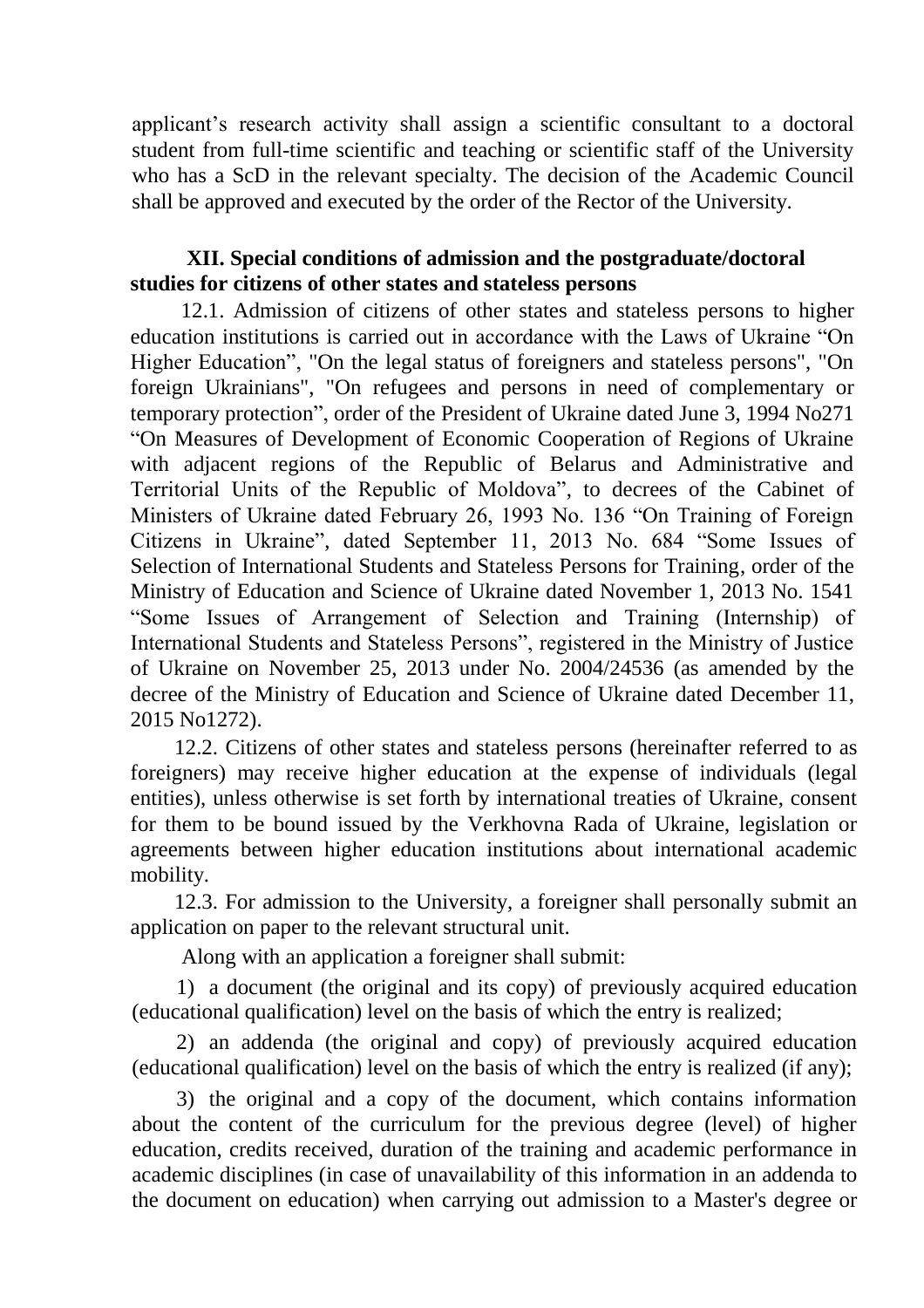applicant's research activity shall assign a scientific consultant to a doctoral student from full-time scientific and teaching or scientific staff of the University who has a ScD in the relevant specialty. The decision of the Academic Council shall be approved and executed by the order of the Rector of the University.

## XII. Special conditions of admission and the postgraduate/doctoral studies for citizens of other states and stateless persons

12.1. Admission of citizens of other states and stateless persons to higher education institutions is carried out in accordance with the Laws of Ukraine "On Higher Education", "On the legal status of foreigners and stateless persons", "On foreign Ukrainians", "On refugees and persons in need of complementary or temporary protection", order of the President of Ukraine dated June 3, 1994 No271 "On Measures of Development of Economic Cooperation of Regions of Ukraine with adjacent regions of the Republic of Belarus and Administrative and Territorial Units of the Republic of Moldova", to decrees of the Cabinet of Ministers of Ukraine dated February 26, 1993 No. 136 "On Training of Foreign Citizens in Ukraine", dated September 11, 2013 No. 684 "Some Issues of Selection of International Students and Stateless Persons for Training, order of the Ministry of Education and Science of Ukraine dated November 1, 2013 No. 1541 "Some Issues of Arrangement of Selection and Training (Internship) of International Students and Stateless Persons", registered in the Ministry of Justice of Ukraine on November 25, 2013 under No. 2004/24536 (as amended by the decree of the Ministry of Education and Science of Ukraine dated December 11, 2015 No1272).

12.2. Citizens of other states and stateless persons (hereinafter referred to as foreigners) may receive higher education at the expense of individuals (legal entities), unless otherwise is set forth by international treaties of Ukraine, consent for them to be bound issued by the Verkhovna Rada of Ukraine, legislation or agreements between higher education institutions about international academic mobility.

12.3. For admission to the University, a foreigner shall personally submit an application on paper to the relevant structural unit.

Along with an application a foreigner shall submit:

1) a document (the original and its copy) of previously acquired education (educational qualification) level on the basis of which the entry is realized;

2) an addenda (the original and copy) of previously acquired education (educational qualification) level on the basis of which the entry is realized (if any);

3) the original and a copy of the document, which contains information about the content of the curriculum for the previous degree (level) of higher education, credits received, duration of the training and academic performance in academic disciplines (in case of unavailability of this information in an addenda to the document on education) when carrying out admission to a Master's degree or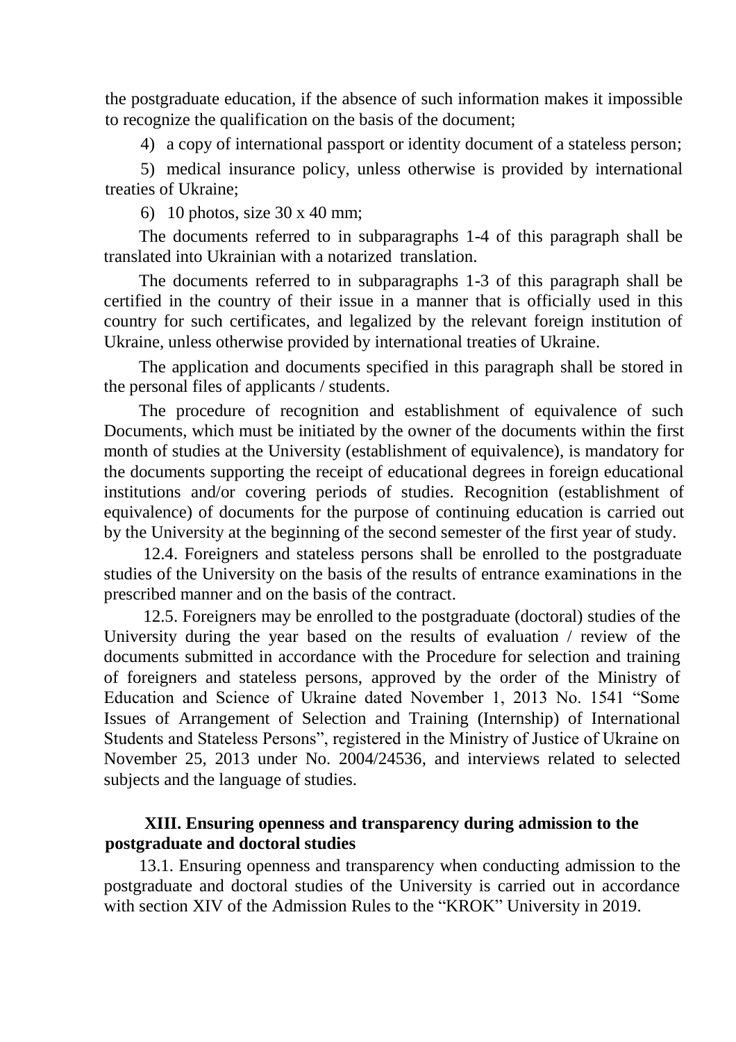the postgraduate education, if the absence of such information makes it impossible to recognize the qualification on the basis of the document;

4) a copy of international passport or identity document of a stateless person;

5) medical insurance policy, unless otherwise is provided by international treaties of Ukraine;

6) 10 photos, size 30 x 40 mm;

The documents referred to in subparagraphs 1-4 of this paragraph shall be translated into Ukrainian with a notarized translation.

The documents referred to in subparagraphs 1-3 of this paragraph shall be certified in the country of their issue in a manner that is officially used in this country for such certificates, and legalized by the relevant foreign institution of Ukraine, unless otherwise provided by international treaties of Ukraine.

The application and documents specified in this paragraph shall be stored in the personal files of applicants / students.

The procedure of recognition and establishment of equivalence of such Documents, which must be initiated by the owner of the documents within the first month of studies at the University (establishment of equivalence), is mandatory for the documents supporting the receipt of educational degrees in foreign educational institutions and/or covering periods of studies. Recognition (establishment of equivalence) of documents for the purpose of continuing education is carried out by the University at the beginning of the second semester of the first year of study.

12.4. Foreigners and stateless persons shall be enrolled to the postgraduate studies of the University on the basis of the results of entrance examinations in the prescribed manner and on the basis of the contract.

12.5. Foreigners may be enrolled to the postgraduate (doctoral) studies of the University during the year based on the results of evaluation / review of the documents submitted in accordance with the Procedure for selection and training of foreigners and stateless persons, approved by the order of the Ministry of Education and Science of Ukraine dated November 1, 2013 No. 1541 "Some Issues of Arrangement of Selection and Training (Internship) of International Students and Stateless Persons", registered in the Ministry of Justice of Ukraine on November 25, 2013 under No. 2004/24536, and interviews related to selected subjects and the language of studies.

## XIII. Ensuring openness and transparency during admission to the postgraduate and doctoral studies

13.1. Ensuring openness and transparency when conducting admission to the postgraduate and doctoral studies of the University is carried out in accordance with section XIV of the Admission Rules to the "KROK" University in 2019.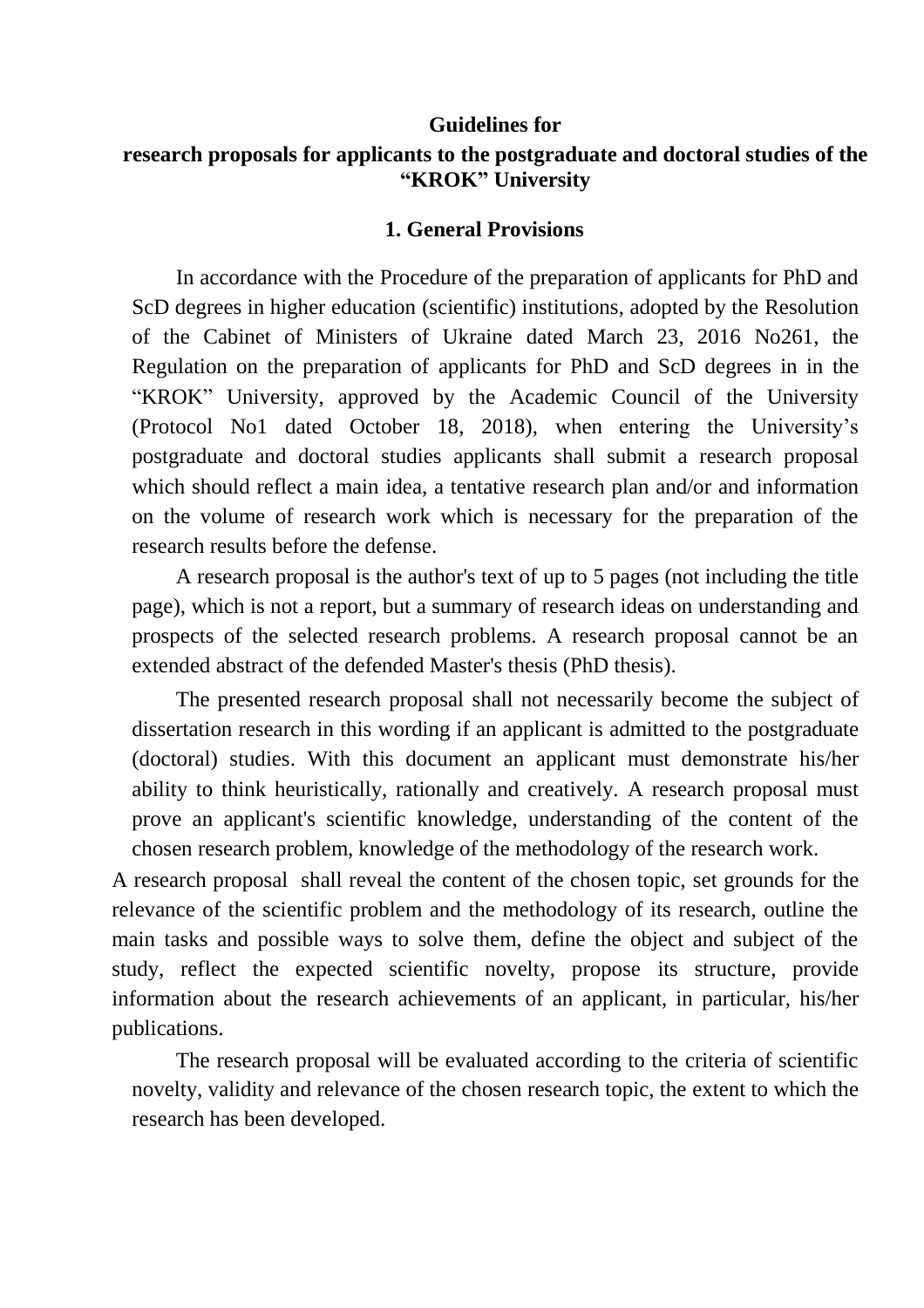**Guidelines for**

**research proposals for applicants to the postgraduate and doctoral studies of the "KROK" University**

## 1. General Provisions

In accordance with the Procedure of the preparation of applicants for PhD and ScD degrees in higher education (scientific) institutions, adopted by the Resolution of the Cabinet of Ministers of Ukraine dated March 23, 2016 No261, the Regulation on the preparation of applicants for PhD and ScD degrees in in the "KROK" University, approved by the Academic Council of the University (Protocol No1 dated October 18, 2018), when entering the University's postgraduate and doctoral studies applicants shall submit a research proposal which should reflect a main idea, a tentative research plan and/or and information on the volume of research work which is necessary for the preparation of the research results before the defense.

A research proposal is the author's text of up to 5 pages (not including the title page), which is not a report, but a summary of research ideas on understanding and prospects of the selected research problems. A research proposal cannot be an extended abstract of the defended Master's thesis (PhD thesis).

The presented research proposal shall not necessarily become the subject of dissertation research in this wording if an applicant is admitted to the postgraduate (doctoral) studies. With this document an applicant must demonstrate his/her ability to think heuristically, rationally and creatively. A research proposal must prove an applicant's scientific knowledge, understanding of the content of the chosen research problem, knowledge of the methodology of the research work.

A research proposal shall reveal the content of the chosen topic, set grounds for the relevance of the scientific problem and the methodology of its research, outline the main tasks and possible ways to solve them, define the object and subject of the study, reflect the expected scientific novelty, propose its structure, provide information about the research achievements of an applicant, in particular, his/her publications.

The research proposal will be evaluated according to the criteria of scientific novelty, validity and relevance of the chosen research topic, the extent to which the research has been developed.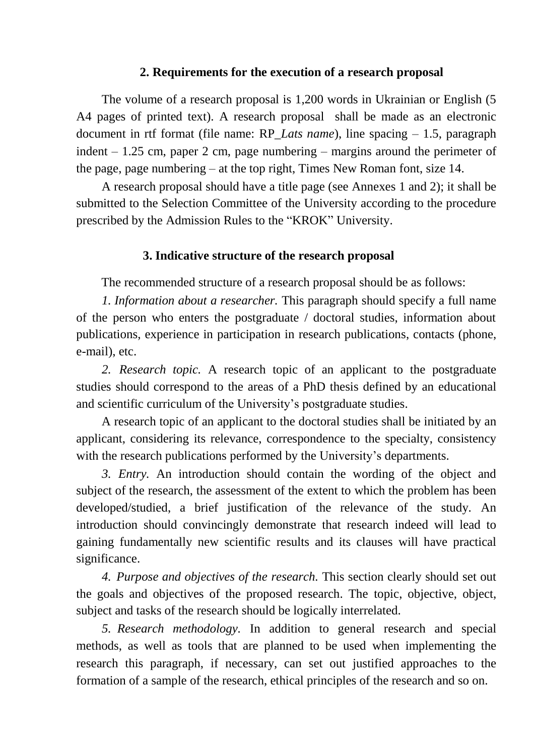## 2. Requirements for the execution of a research proposal

The volume of a research proposal is 1,200 words in Ukrainian or English (5 A4 pages of printed text). A research proposal shall be made as an electronic document in rtf format (file name: RP_*Lats name*), line spacing – 1.5, paragraph indent – 1.25 cm, paper 2 cm, page numbering – margins around the perimeter of the page, page numbering – at the top right, Times New Roman font, size 14.

A research proposal should have a title page (see Annexes 1 and 2); it shall be submitted to the Selection Committee of the University according to the procedure prescribed by the Admission Rules to the "KROK" University.

## 3. Indicative structure of the research proposal

The recommended structure of a research proposal should be as follows:

*1. Information about a researcher.* This paragraph should specify a full name of the person who enters the postgraduate / doctoral studies, information about publications, experience in participation in research publications, contacts (phone, e-mail), etc.

*2. Research topic.* A research topic of an applicant to the postgraduate studies should correspond to the areas of a PhD thesis defined by an educational and scientific curriculum of the University's postgraduate studies.

A research topic of an applicant to the doctoral studies shall be initiated by an applicant, considering its relevance, correspondence to the specialty, consistency with the research publications performed by the University's departments.

*3. Entry.* An introduction should contain the wording of the object and subject of the research, the assessment of the extent to which the problem has been developed/studied, a brief justification of the relevance of the study. An introduction should convincingly demonstrate that research indeed will lead to gaining fundamentally new scientific results and its clauses will have practical significance.

*4. Purpose and objectives of the research.* This section clearly should set out the goals and objectives of the proposed research. The topic, objective, object, subject and tasks of the research should be logically interrelated.

*5. Research methodology.* In addition to general research and special methods, as well as tools that are planned to be used when implementing the research this paragraph, if necessary, can set out justified approaches to the formation of a sample of the research, ethical principles of the research and so on.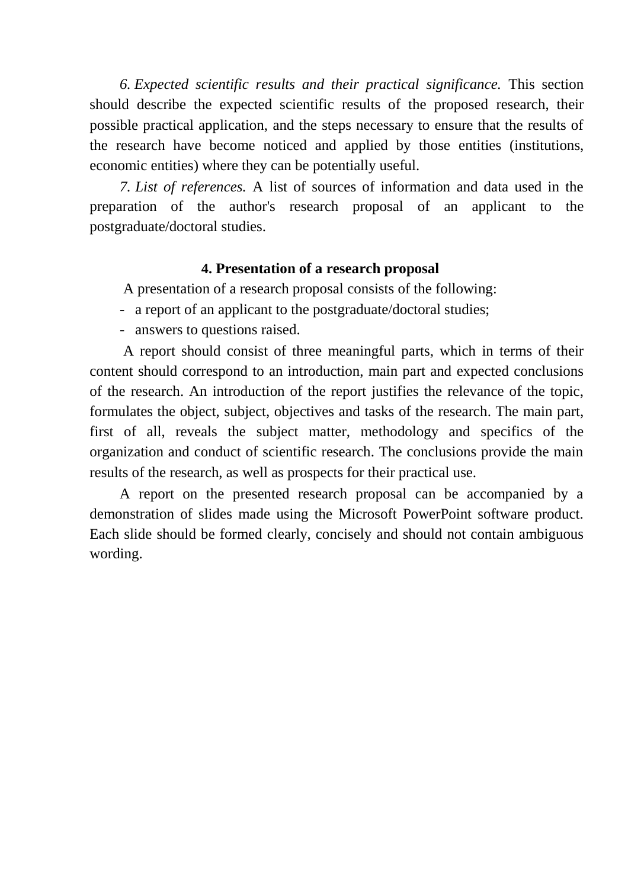*6. Expected scientific results and their practical significance.* This section should describe the expected scientific results of the proposed research, their possible practical application, and the steps necessary to ensure that the results of the research have become noticed and applied by those entities (institutions, economic entities) where they can be potentially useful.

*7. List of references.* A list of sources of information and data used in the preparation of the author's research proposal of an applicant to the postgraduate/doctoral studies.

## 4. Presentation of a research proposal

A presentation of a research proposal consists of the following:

- a report of an applicant to the postgraduate/doctoral studies;
- answers to questions raised.

A report should consist of three meaningful parts, which in terms of their content should correspond to an introduction, main part and expected conclusions of the research. An introduction of the report justifies the relevance of the topic, formulates the object, subject, objectives and tasks of the research. The main part, first of all, reveals the subject matter, methodology and specifics of the organization and conduct of scientific research. The conclusions provide the main results of the research, as well as prospects for their practical use.

A report on the presented research proposal can be accompanied by a demonstration of slides made using the Microsoft PowerPoint software product. Each slide should be formed clearly, concisely and should not contain ambiguous wording.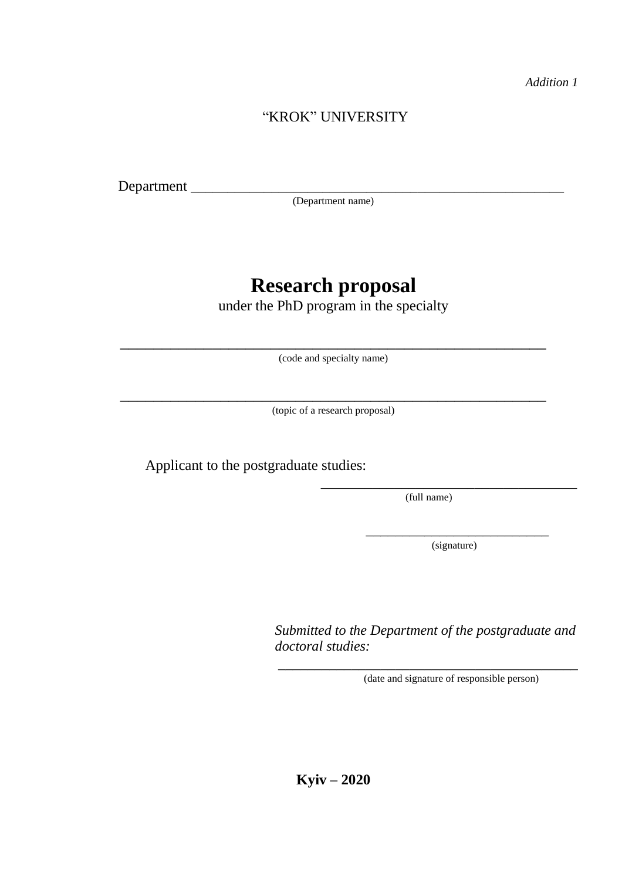*Addition 1*

"KROK" UNIVERSITY

Department ______________________________________________________

(Department name)

# Research proposal

under the PhD program in the specialty

______________________________________________________________

(code and specialty name)

______________________________________________________________

(topic of a research proposal)

Applicant to the postgraduate studies:

______________________________________

(full name)

___________________________

(signature)

*Submitted to the Department of the postgraduate and doctoral studies:*

____________________________________________

(date and signature of responsible person)

**Kyiv – 2020**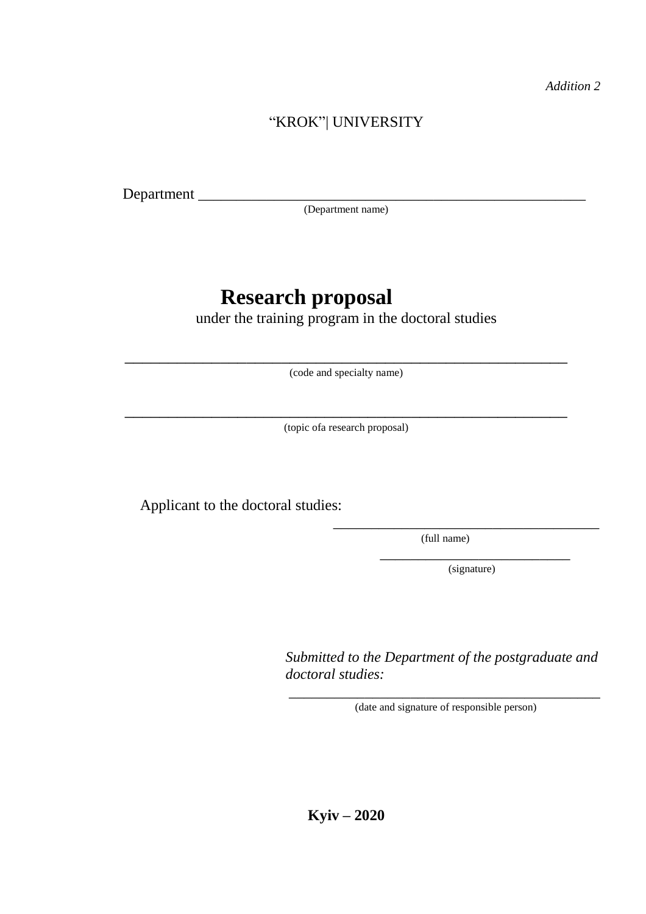*Addition 2*

“KROK”| UNIVERSITY

Department ___________________________________________________

(Department name)

# Research proposal

under the training program in the doctoral studies

___________________________________________________________

(code and specialty name)

___________________________________________________________

(topic ofa research proposal)

Applicant to the doctoral studies:

_____________________________________

(full name)

__________________________

(signature)

*Submitted to the Department of the postgraduate and doctoral studies:*

___________________________________________

(date and signature of responsible person)

**Kyiv – 2020**